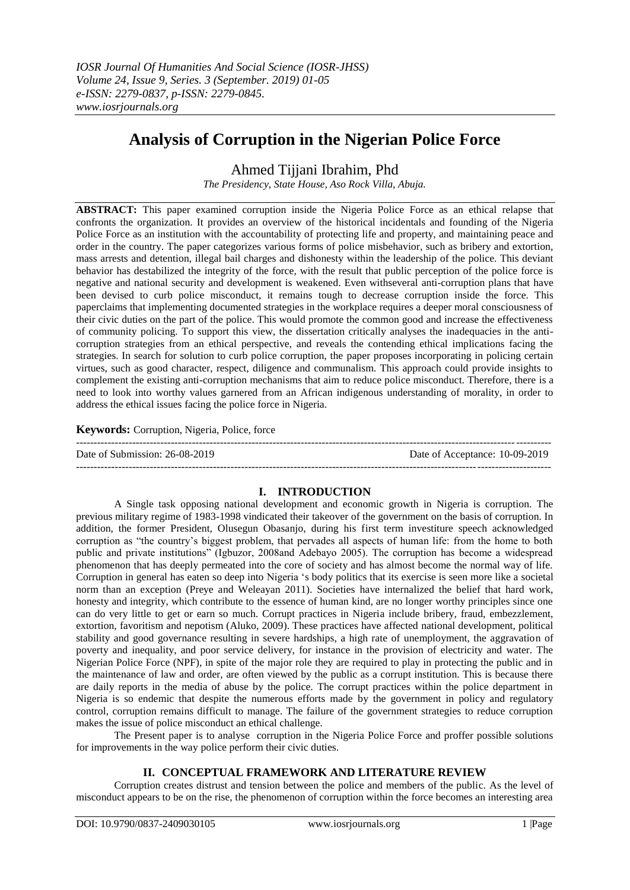# Analysis of Corruption in the Nigerian Police Force

Ahmed Tijjani Ibrahim, Phd

*The Presidency, State House, Aso Rock Villa, Abuja.*

**ABSTRACT:** This paper examined corruption inside the Nigeria Police Force as an ethical relapse that confronts the organization. It provides an overview of the historical incidentals and founding of the Nigeria Police Force as an institution with the accountability of protecting life and property, and maintaining peace and order in the country. The paper categorizes various forms of police misbehavior, such as bribery and extortion, mass arrests and detention, illegal bail charges and dishonesty within the leadership of the police. This deviant behavior has destabilized the integrity of the force, with the result that public perception of the police force is negative and national security and development is weakened. Even withseveral anti-corruption plans that have been devised to curb police misconduct, it remains tough to decrease corruption inside the force. This paperclaims that implementing documented strategies in the workplace requires a deeper moral consciousness of their civic duties on the part of the police. This would promote the common good and increase the effectiveness of community policing. To support this view, the dissertation critically analyses the inadequacies in the anti-corruption strategies from an ethical perspective, and reveals the contending ethical implications facing the strategies. In search for solution to curb police corruption, the paper proposes incorporating in policing certain virtues, such as good character, respect, diligence and communalism. This approach could provide insights to complement the existing anti-corruption mechanisms that aim to reduce police misconduct. Therefore, there is a need to look into worthy values garnered from an African indigenous understanding of morality, in order to address the ethical issues facing the police force in Nigeria.

**Keywords:** Corruption, Nigeria, Police, force

Date of Submission: 26-08-2019 | Date of Acceptance: 10-09-2019

## I. INTRODUCTION

A Single task opposing national development and economic growth in Nigeria is corruption. The previous military regime of 1983-1998 vindicated their takeover of the government on the basis of corruption. In addition, the former President, Olusegun Obasanjo, during his first term investiture speech acknowledged corruption as "the country's biggest problem, that pervades all aspects of human life: from the home to both public and private institutions" (Igbuzor, 2008and Adebayo 2005). The corruption has become a widespread phenomenon that has deeply permeated into the core of society and has almost become the normal way of life. Corruption in general has eaten so deep into Nigeria 's body politics that its exercise is seen more like a societal norm than an exception (Preye and Weleayan 2011). Societies have internalized the belief that hard work, honesty and integrity, which contribute to the essence of human kind, are no longer worthy principles since one can do very little to get or earn so much. Corrupt practices in Nigeria include bribery, fraud, embezzlement, extortion, favoritism and nepotism (Aluko, 2009). These practices have affected national development, political stability and good governance resulting in severe hardships, a high rate of unemployment, the aggravation of poverty and inequality, and poor service delivery, for instance in the provision of electricity and water. The Nigerian Police Force (NPF), in spite of the major role they are required to play in protecting the public and in the maintenance of law and order, are often viewed by the public as a corrupt institution. This is because there are daily reports in the media of abuse by the police. The corrupt practices within the police department in Nigeria is so endemic that despite the numerous efforts made by the government in policy and regulatory control, corruption remains difficult to manage. The failure of the government strategies to reduce corruption makes the issue of police misconduct an ethical challenge.

The Present paper is to analyse corruption in the Nigeria Police Force and proffer possible solutions for improvements in the way police perform their civic duties.

## II. CONCEPTUAL FRAMEWORK AND LITERATURE REVIEW

Corruption creates distrust and tension between the police and members of the public. As the level of misconduct appears to be on the rise, the phenomenon of corruption within the force becomes an interesting area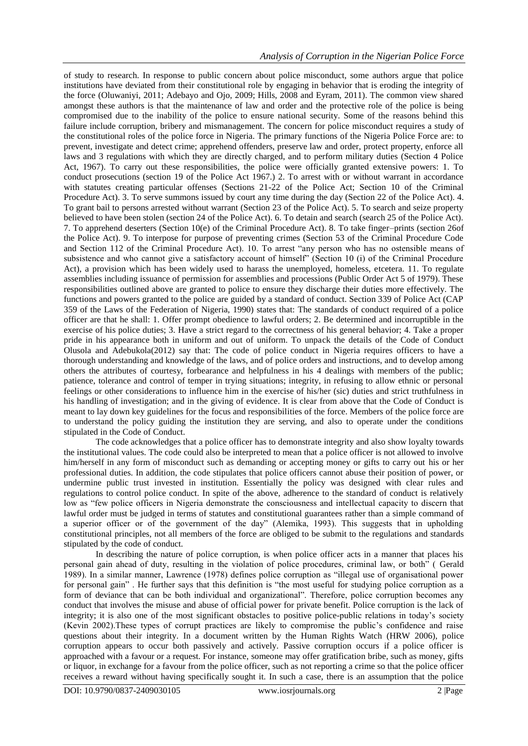of study to research. In response to public concern about police misconduct, some authors argue that police institutions have deviated from their constitutional role by engaging in behavior that is eroding the integrity of the force (Oluwaniyi, 2011; Adebayo and Ojo, 2009; Hills, 2008 and Eyram, 2011). The common view shared amongst these authors is that the maintenance of law and order and the protective role of the police is being compromised due to the inability of the police to ensure national security. Some of the reasons behind this failure include corruption, bribery and mismanagement. The concern for police misconduct requires a study of the constitutional roles of the police force in Nigeria. The primary functions of the Nigeria Police Force are: to prevent, investigate and detect crime; apprehend offenders, preserve law and order, protect property, enforce all laws and 3 regulations with which they are directly charged, and to perform military duties (Section 4 Police Act, 1967). To carry out these responsibilities, the police were officially granted extensive powers: 1. To conduct prosecutions (section 19 of the Police Act 1967.) 2. To arrest with or without warrant in accordance with statutes creating particular offenses (Sections 21-22 of the Police Act; Section 10 of the Criminal Procedure Act). 3. To serve summons issued by court any time during the day (Section 22 of the Police Act). 4. To grant bail to persons arrested without warrant (Section 23 of the Police Act). 5. To search and seize property believed to have been stolen (section 24 of the Police Act). 6. To detain and search (search 25 of the Police Act). 7. To apprehend deserters (Section 10(e) of the Criminal Procedure Act). 8. To take finger–prints (section 26of the Police Act). 9. To interpose for purpose of preventing crimes (Section 53 of the Criminal Procedure Code and Section 112 of the Criminal Procedure Act). 10. To arrest "any person who has no ostensible means of subsistence and who cannot give a satisfactory account of himself" (Section 10 (i) of the Criminal Procedure Act), a provision which has been widely used to harass the unemployed, homeless, etcetera. 11. To regulate assemblies including issuance of permission for assemblies and processions (Public Order Act 5 of 1979). These responsibilities outlined above are granted to police to ensure they discharge their duties more effectively. The functions and powers granted to the police are guided by a standard of conduct. Section 339 of Police Act (CAP 359 of the Laws of the Federation of Nigeria, 1990) states that: The standards of conduct required of a police officer are that he shall: 1. Offer prompt obedience to lawful orders; 2. Be determined and incorruptible in the exercise of his police duties; 3. Have a strict regard to the correctness of his general behavior; 4. Take a proper pride in his appearance both in uniform and out of uniform. To unpack the details of the Code of Conduct Olusola and Adebukola(2012) say that: The code of police conduct in Nigeria requires officers to have a thorough understanding and knowledge of the laws, and of police orders and instructions, and to develop among others the attributes of courtesy, forbearance and helpfulness in his 4 dealings with members of the public; patience, tolerance and control of temper in trying situations; integrity, in refusing to allow ethnic or personal feelings or other considerations to influence him in the exercise of his/her (sic) duties and strict truthfulness in his handling of investigation; and in the giving of evidence. It is clear from above that the Code of Conduct is meant to lay down key guidelines for the focus and responsibilities of the force. Members of the police force are to understand the policy guiding the institution they are serving, and also to operate under the conditions stipulated in the Code of Conduct.

The code acknowledges that a police officer has to demonstrate integrity and also show loyalty towards the institutional values. The code could also be interpreted to mean that a police officer is not allowed to involve him/herself in any form of misconduct such as demanding or accepting money or gifts to carry out his or her professional duties. In addition, the code stipulates that police officers cannot abuse their position of power, or undermine public trust invested in institution. Essentially the policy was designed with clear rules and regulations to control police conduct. In spite of the above, adherence to the standard of conduct is relatively low as "few police officers in Nigeria demonstrate the consciousness and intellectual capacity to discern that lawful order must be judged in terms of statutes and constitutional guarantees rather than a simple command of a superior officer or of the government of the day" (Alemika, 1993). This suggests that in upholding constitutional principles, not all members of the force are obliged to be submit to the regulations and standards stipulated by the code of conduct.

In describing the nature of police corruption, is when police officer acts in a manner that places his personal gain ahead of duty, resulting in the violation of police procedures, criminal law, or both" ( Gerald 1989). In a similar manner, Lawrence (1978) defines police corruption as "illegal use of organisational power for personal gain" . He further says that this definition is "the most useful for studying police corruption as a form of deviance that can be both individual and organizational". Therefore, police corruption becomes any conduct that involves the misuse and abuse of official power for private benefit. Police corruption is the lack of integrity; it is also one of the most significant obstacles to positive police-public relations in today's society (Kevin 2002).These types of corrupt practices are likely to compromise the public's confidence and raise questions about their integrity. In a document written by the Human Rights Watch (HRW 2006), police corruption appears to occur both passively and actively. Passive corruption occurs if a police officer is approached with a favour or a request. For instance, someone may offer gratification bribe, such as money, gifts or liquor, in exchange for a favour from the police officer, such as not reporting a crime so that the police officer receives a reward without having specifically sought it. In such a case, there is an assumption that the police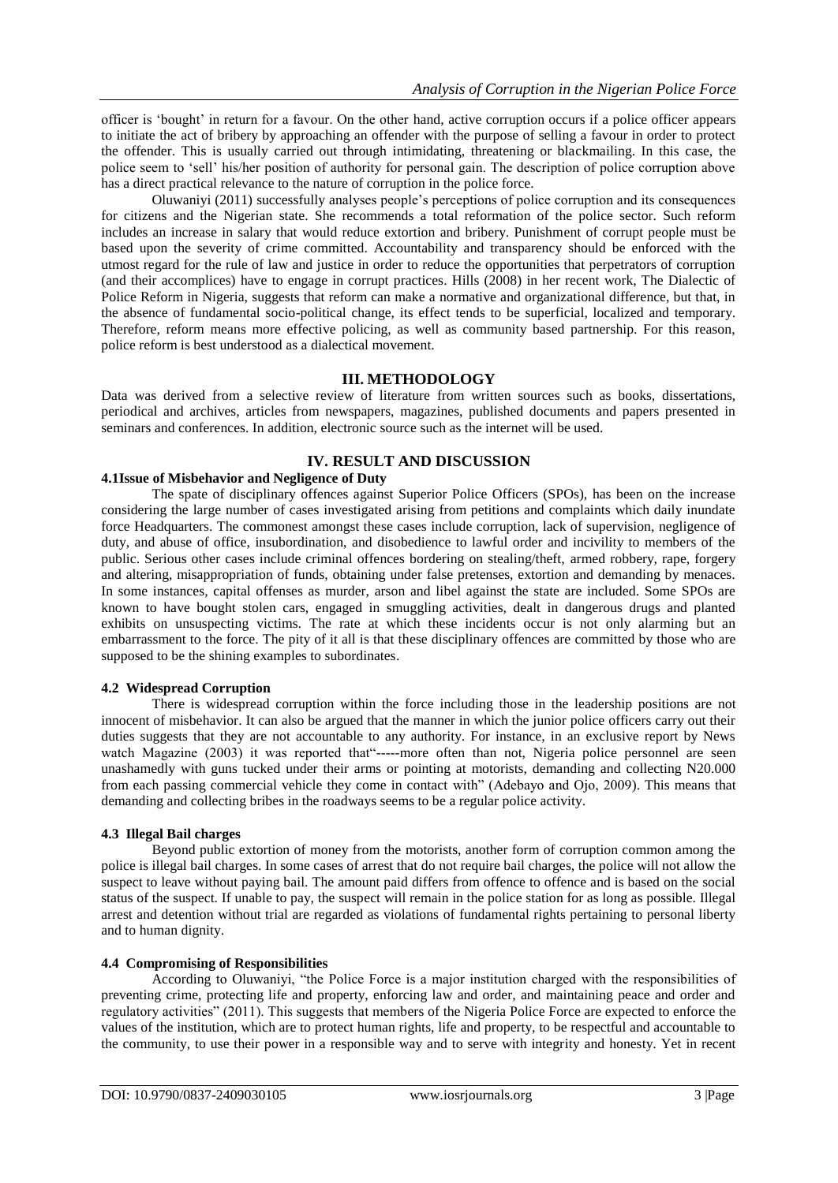officer is 'bought' in return for a favour. On the other hand, active corruption occurs if a police officer appears to initiate the act of bribery by approaching an offender with the purpose of selling a favour in order to protect the offender. This is usually carried out through intimidating, threatening or blackmailing. In this case, the police seem to 'sell' his/her position of authority for personal gain. The description of police corruption above has a direct practical relevance to the nature of corruption in the police force.

Oluwaniyi (2011) successfully analyses people's perceptions of police corruption and its consequences for citizens and the Nigerian state. She recommends a total reformation of the police sector. Such reform includes an increase in salary that would reduce extortion and bribery. Punishment of corrupt people must be based upon the severity of crime committed. Accountability and transparency should be enforced with the utmost regard for the rule of law and justice in order to reduce the opportunities that perpetrators of corruption (and their accomplices) have to engage in corrupt practices. Hills (2008) in her recent work, The Dialectic of Police Reform in Nigeria, suggests that reform can make a normative and organizational difference, but that, in the absence of fundamental socio-political change, its effect tends to be superficial, localized and temporary. Therefore, reform means more effective policing, as well as community based partnership. For this reason, police reform is best understood as a dialectical movement.

## III. METHODOLOGY

Data was derived from a selective review of literature from written sources such as books, dissertations, periodical and archives, articles from newspapers, magazines, published documents and papers presented in seminars and conferences. In addition, electronic source such as the internet will be used.

## IV. RESULT AND DISCUSSION

### 4.1Issue of Misbehavior and Negligence of Duty

The spate of disciplinary offences against Superior Police Officers (SPOs), has been on the increase considering the large number of cases investigated arising from petitions and complaints which daily inundate force Headquarters. The commonest amongst these cases include corruption, lack of supervision, negligence of duty, and abuse of office, insubordination, and disobedience to lawful order and incivility to members of the public. Serious other cases include criminal offences bordering on stealing/theft, armed robbery, rape, forgery and altering, misappropriation of funds, obtaining under false pretenses, extortion and demanding by menaces. In some instances, capital offenses as murder, arson and libel against the state are included. Some SPOs are known to have bought stolen cars, engaged in smuggling activities, dealt in dangerous drugs and planted exhibits on unsuspecting victims. The rate at which these incidents occur is not only alarming but an embarrassment to the force. The pity of it all is that these disciplinary offences are committed by those who are supposed to be the shining examples to subordinates.

### 4.2 Widespread Corruption

There is widespread corruption within the force including those in the leadership positions are not innocent of misbehavior. It can also be argued that the manner in which the junior police officers carry out their duties suggests that they are not accountable to any authority. For instance, in an exclusive report by News watch Magazine (2003) it was reported that"-----more often than not, Nigeria police personnel are seen unashamedly with guns tucked under their arms or pointing at motorists, demanding and collecting N20.000 from each passing commercial vehicle they come in contact with" (Adebayo and Ojo, 2009). This means that demanding and collecting bribes in the roadways seems to be a regular police activity.

### 4.3 Illegal Bail charges

Beyond public extortion of money from the motorists, another form of corruption common among the police is illegal bail charges. In some cases of arrest that do not require bail charges, the police will not allow the suspect to leave without paying bail. The amount paid differs from offence to offence and is based on the social status of the suspect. If unable to pay, the suspect will remain in the police station for as long as possible. Illegal arrest and detention without trial are regarded as violations of fundamental rights pertaining to personal liberty and to human dignity.

### 4.4 Compromising of Responsibilities

According to Oluwaniyi, "the Police Force is a major institution charged with the responsibilities of preventing crime, protecting life and property, enforcing law and order, and maintaining peace and order and regulatory activities" (2011). This suggests that members of the Nigeria Police Force are expected to enforce the values of the institution, which are to protect human rights, life and property, to be respectful and accountable to the community, to use their power in a responsible way and to serve with integrity and honesty. Yet in recent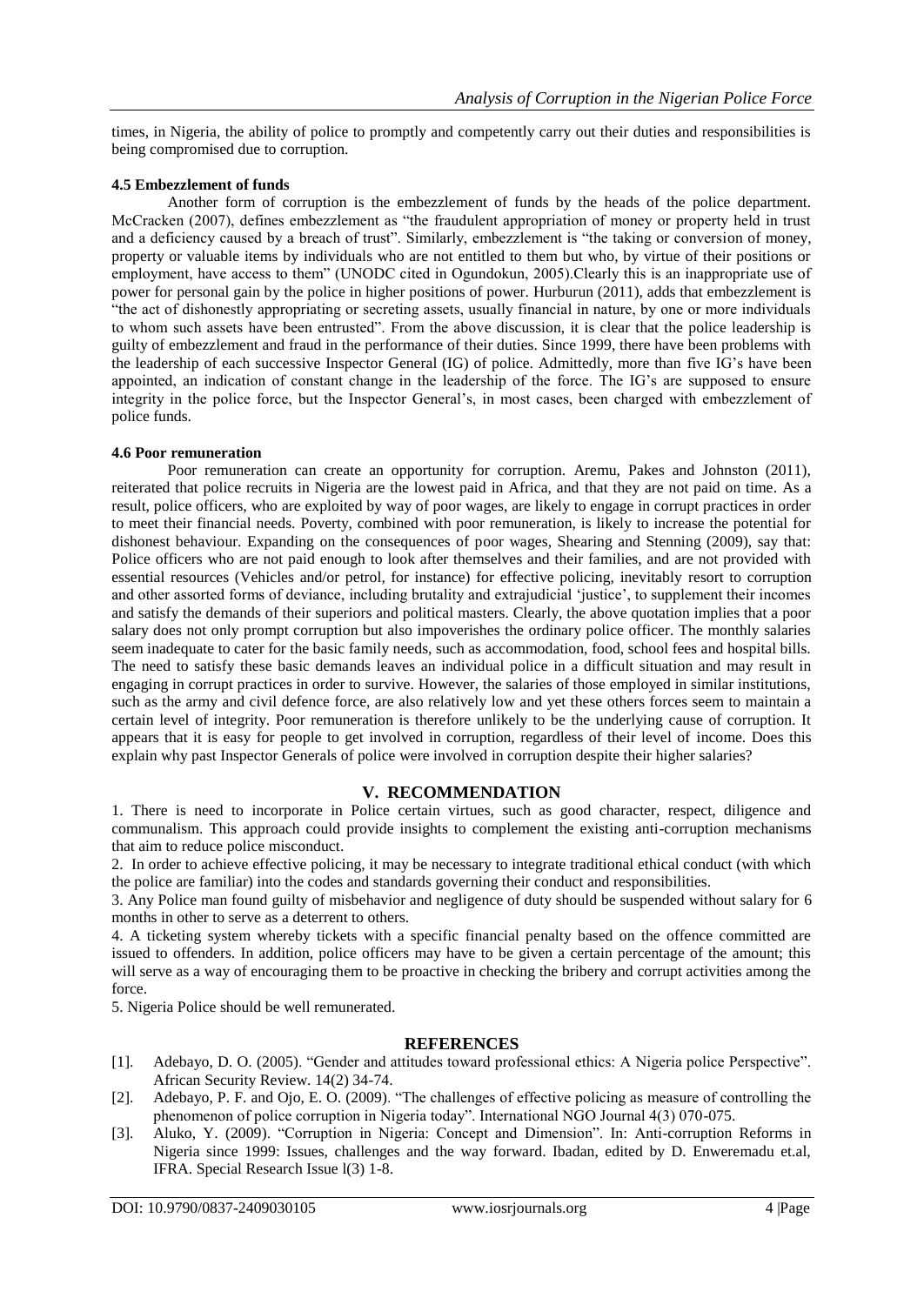times, in Nigeria, the ability of police to promptly and competently carry out their duties and responsibilities is being compromised due to corruption.

### 4.5 Embezzlement of funds

Another form of corruption is the embezzlement of funds by the heads of the police department. McCracken (2007), defines embezzlement as "the fraudulent appropriation of money or property held in trust and a deficiency caused by a breach of trust". Similarly, embezzlement is "the taking or conversion of money, property or valuable items by individuals who are not entitled to them but who, by virtue of their positions or employment, have access to them" (UNODC cited in Ogundokun, 2005).Clearly this is an inappropriate use of power for personal gain by the police in higher positions of power. Hurburun (2011), adds that embezzlement is "the act of dishonestly appropriating or secreting assets, usually financial in nature, by one or more individuals to whom such assets have been entrusted". From the above discussion, it is clear that the police leadership is guilty of embezzlement and fraud in the performance of their duties. Since 1999, there have been problems with the leadership of each successive Inspector General (IG) of police. Admittedly, more than five IG's have been appointed, an indication of constant change in the leadership of the force. The IG's are supposed to ensure integrity in the police force, but the Inspector General's, in most cases, been charged with embezzlement of police funds.

### 4.6 Poor remuneration

Poor remuneration can create an opportunity for corruption. Aremu, Pakes and Johnston (2011), reiterated that police recruits in Nigeria are the lowest paid in Africa, and that they are not paid on time. As a result, police officers, who are exploited by way of poor wages, are likely to engage in corrupt practices in order to meet their financial needs. Poverty, combined with poor remuneration, is likely to increase the potential for dishonest behaviour. Expanding on the consequences of poor wages, Shearing and Stenning (2009), say that: Police officers who are not paid enough to look after themselves and their families, and are not provided with essential resources (Vehicles and/or petrol, for instance) for effective policing, inevitably resort to corruption and other assorted forms of deviance, including brutality and extrajudicial 'justice', to supplement their incomes and satisfy the demands of their superiors and political masters. Clearly, the above quotation implies that a poor salary does not only prompt corruption but also impoverishes the ordinary police officer. The monthly salaries seem inadequate to cater for the basic family needs, such as accommodation, food, school fees and hospital bills. The need to satisfy these basic demands leaves an individual police in a difficult situation and may result in engaging in corrupt practices in order to survive. However, the salaries of those employed in similar institutions, such as the army and civil defence force, are also relatively low and yet these others forces seem to maintain a certain level of integrity. Poor remuneration is therefore unlikely to be the underlying cause of corruption. It appears that it is easy for people to get involved in corruption, regardless of their level of income. Does this explain why past Inspector Generals of police were involved in corruption despite their higher salaries?

## V. RECOMMENDATION

1. There is need to incorporate in Police certain virtues, such as good character, respect, diligence and communalism. This approach could provide insights to complement the existing anti-corruption mechanisms that aim to reduce police misconduct.
2. In order to achieve effective policing, it may be necessary to integrate traditional ethical conduct (with which the police are familiar) into the codes and standards governing their conduct and responsibilities.
3. Any Police man found guilty of misbehavior and negligence of duty should be suspended without salary for 6 months in other to serve as a deterrent to others.
4. A ticketing system whereby tickets with a specific financial penalty based on the offence committed are issued to offenders. In addition, police officers may have to be given a certain percentage of the amount; this will serve as a way of encouraging them to be proactive in checking the bribery and corrupt activities among the force.
5. Nigeria Police should be well remunerated.

## REFERENCES

[1]. Adebayo, D. O. (2005). "Gender and attitudes toward professional ethics: A Nigeria police Perspective". African Security Review. 14(2) 34-74.

[2]. Adebayo, P. F. and Ojo, E. O. (2009). "The challenges of effective policing as measure of controlling the phenomenon of police corruption in Nigeria today". International NGO Journal 4(3) 070-075.

[3]. Aluko, Y. (2009). "Corruption in Nigeria: Concept and Dimension". In: Anti-corruption Reforms in Nigeria since 1999: Issues, challenges and the way forward. Ibadan, edited by D. Enweremadu et.al, IFRA. Special Research Issue l(3) 1-8.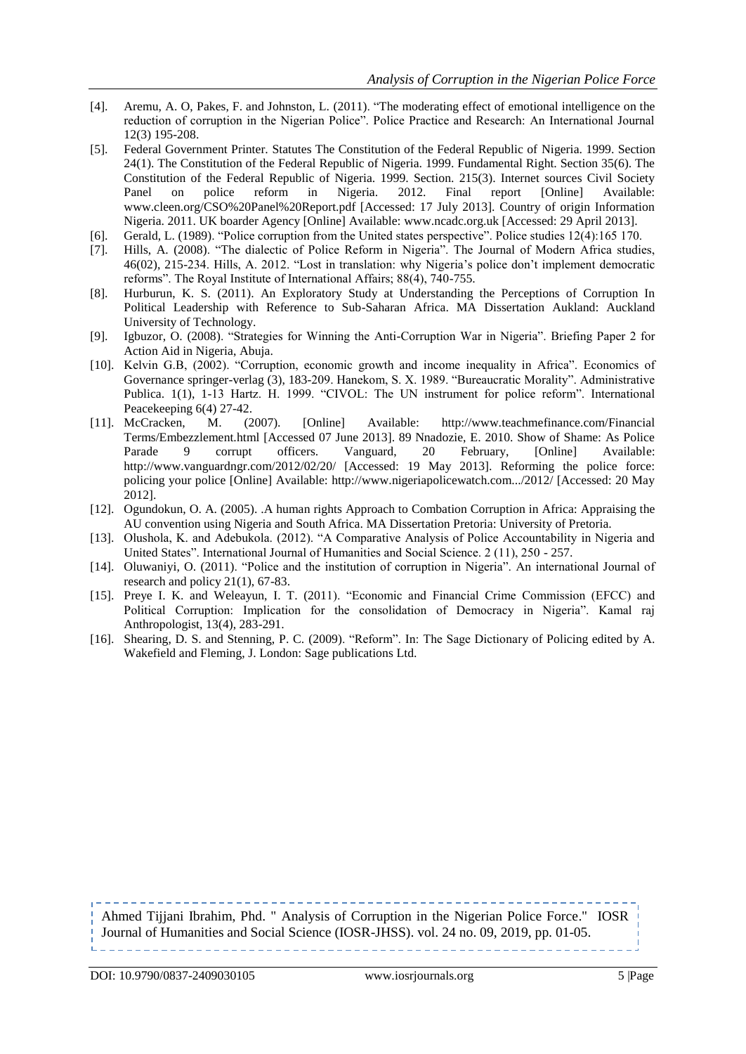[4]. Aremu, A. O, Pakes, F. and Johnston, L. (2011). "The moderating effect of emotional intelligence on the reduction of corruption in the Nigerian Police". Police Practice and Research: An International Journal 12(3) 195-208.

[5]. Federal Government Printer. Statutes The Constitution of the Federal Republic of Nigeria. 1999. Section 24(1). The Constitution of the Federal Republic of Nigeria. 1999. Fundamental Right. Section 35(6). The Constitution of the Federal Republic of Nigeria. 1999. Section. 215(3). Internet sources Civil Society Panel on police reform in Nigeria. 2012. Final report [Online] Available: www.cleen.org/CSO%20Panel%20Report.pdf [Accessed: 17 July 2013]. Country of origin Information Nigeria. 2011. UK boarder Agency [Online] Available: www.ncadc.org.uk [Accessed: 29 April 2013].

[6]. Gerald, L. (1989). "Police corruption from the United states perspective". Police studies 12(4):165 170.

[7]. Hills, A. (2008). "The dialectic of Police Reform in Nigeria". The Journal of Modern Africa studies, 46(02), 215-234. Hills, A. 2012. "Lost in translation: why Nigeria's police don't implement democratic reforms". The Royal Institute of International Affairs; 88(4), 740-755.

[8]. Hurburun, K. S. (2011). An Exploratory Study at Understanding the Perceptions of Corruption In Political Leadership with Reference to Sub-Saharan Africa. MA Dissertation Aukland: Auckland University of Technology.

[9]. Igbuzor, O. (2008). "Strategies for Winning the Anti-Corruption War in Nigeria". Briefing Paper 2 for Action Aid in Nigeria, Abuja.

[10]. Kelvin G.B, (2002). "Corruption, economic growth and income inequality in Africa". Economics of Governance springer-verlag (3), 183-209. Hanekom, S. X. 1989. "Bureaucratic Morality". Administrative Publica. 1(1), 1-13 Hartz. H. 1999. "CIVOL: The UN instrument for police reform". International Peacekeeping 6(4) 27-42.

[11]. McCracken, M. (2007). [Online] Available: http://www.teachmefinance.com/Financial Terms/Embezzlement.html [Accessed 07 June 2013]. 89 Nnadozie, E. 2010. Show of Shame: As Police Parade 9 corrupt officers. Vanguard, 20 February, [Online] Available: http://www.vanguardngr.com/2012/02/20/ [Accessed: 19 May 2013]. Reforming the police force: policing your police [Online] Available: http://www.nigeriapolicewatch.com.../2012/ [Accessed: 20 May 2012].

[12]. Ogundokun, O. A. (2005). .A human rights Approach to Combation Corruption in Africa: Appraising the AU convention using Nigeria and South Africa. MA Dissertation Pretoria: University of Pretoria.

[13]. Olushola, K. and Adebukola. (2012). "A Comparative Analysis of Police Accountability in Nigeria and United States". International Journal of Humanities and Social Science. 2 (11), 250 - 257.

[14]. Oluwaniyi, O. (2011). "Police and the institution of corruption in Nigeria". An international Journal of research and policy 21(1), 67-83.

[15]. Preye I. K. and Weleayun, I. T. (2011). "Economic and Financial Crime Commission (EFCC) and Political Corruption: Implication for the consolidation of Democracy in Nigeria". Kamal raj Anthropologist, 13(4), 283-291.

[16]. Shearing, D. S. and Stenning, P. C. (2009). "Reform". In: The Sage Dictionary of Policing edited by A. Wakefield and Fleming, J. London: Sage publications Ltd.

Ahmed Tijjani Ibrahim, Phd. " Analysis of Corruption in the Nigerian Police Force." IOSR Journal of Humanities and Social Science (IOSR-JHSS). vol. 24 no. 09, 2019, pp. 01-05.